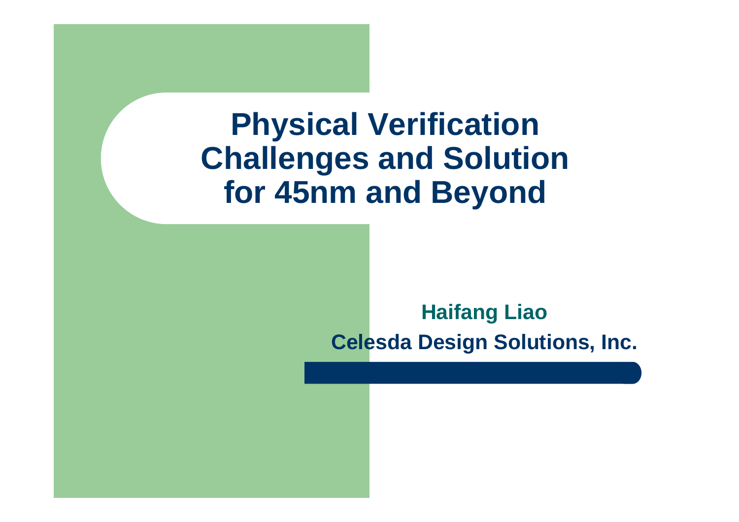# Physical Verification Challenges and Solution for 45nm and Beyond

**Haifang Liao**

**Celesda Design Solutions, Inc.**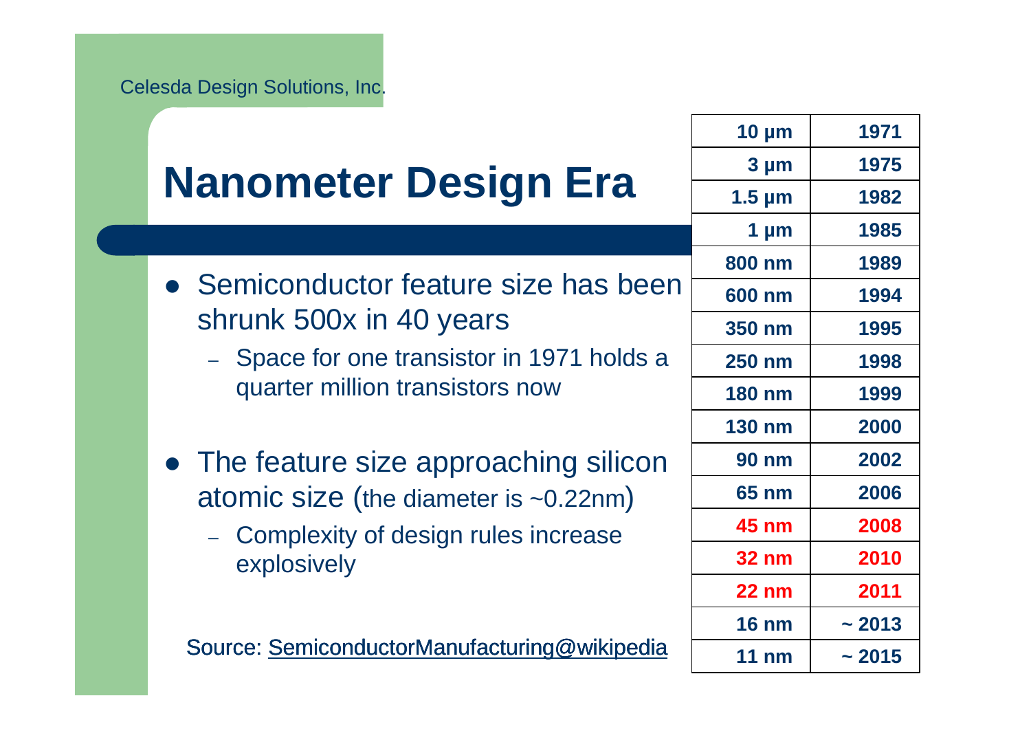Celesda Design Solutions, Inc.

# Nanometer Design Era

- Semiconductor feature size has been shrunk 500x in 40 years
  - Space for one transistor in 1971 holds a quarter million transistors now
- The feature size approaching silicon atomic size (the diameter is ~0.22nm)
  - Complexity of design rules increase explosively

Source: SemiconductorManufacturing@wikipedia

| | |
|---|---|
| 10 µm | 1971 |
| 3 µm | 1975 |
| 1.5 µm | 1982 |
| 1 µm | 1985 |
| 800 nm | 1989 |
| 600 nm | 1994 |
| 350 nm | 1995 |
| 250 nm | 1998 |
| 180 nm | 1999 |
| 130 nm | 2000 |
| 90 nm | 2002 |
| 65 nm | 2006 |
| 45 nm | 2008 |
| 32 nm | 2010 |
| 22 nm | 2011 |
| 16 nm | ~ 2013 |
| 11 nm | ~ 2015 |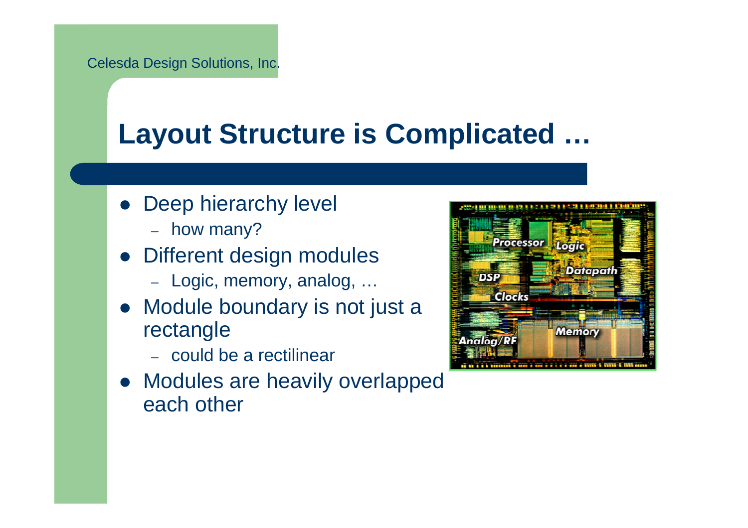# Layout Structure is Complicated …

- Deep hierarchy level
  - how many?
- Different design modules
  - Logic, memory, analog, …
- Module boundary is not just a rectangle
  - could be a rectilinear
- Modules are heavily overlapped each other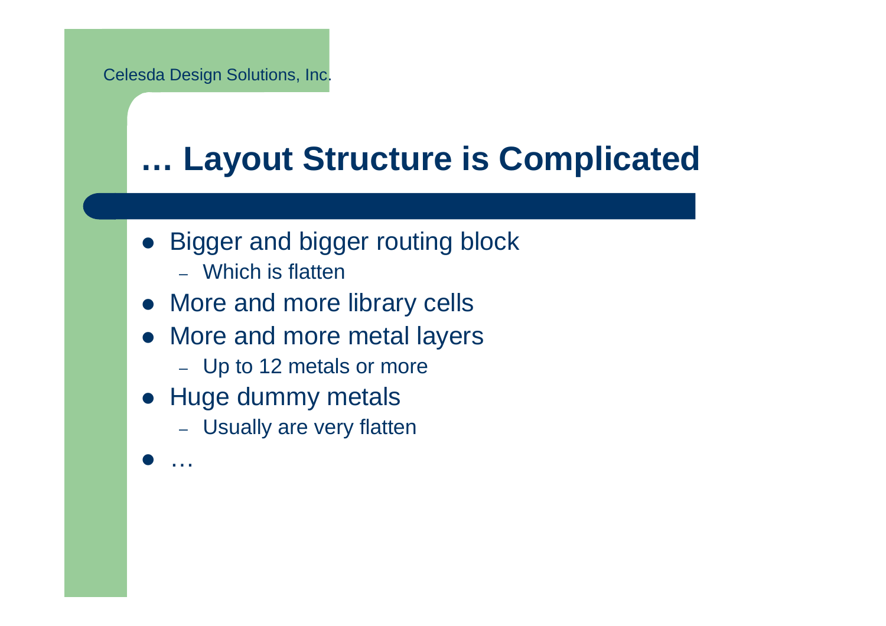# … Layout Structure is Complicated

- Bigger and bigger routing block
  - Which is flatten
- More and more library cells
- More and more metal layers
  - Up to 12 metals or more
- Huge dummy metals
  - Usually are very flatten
- …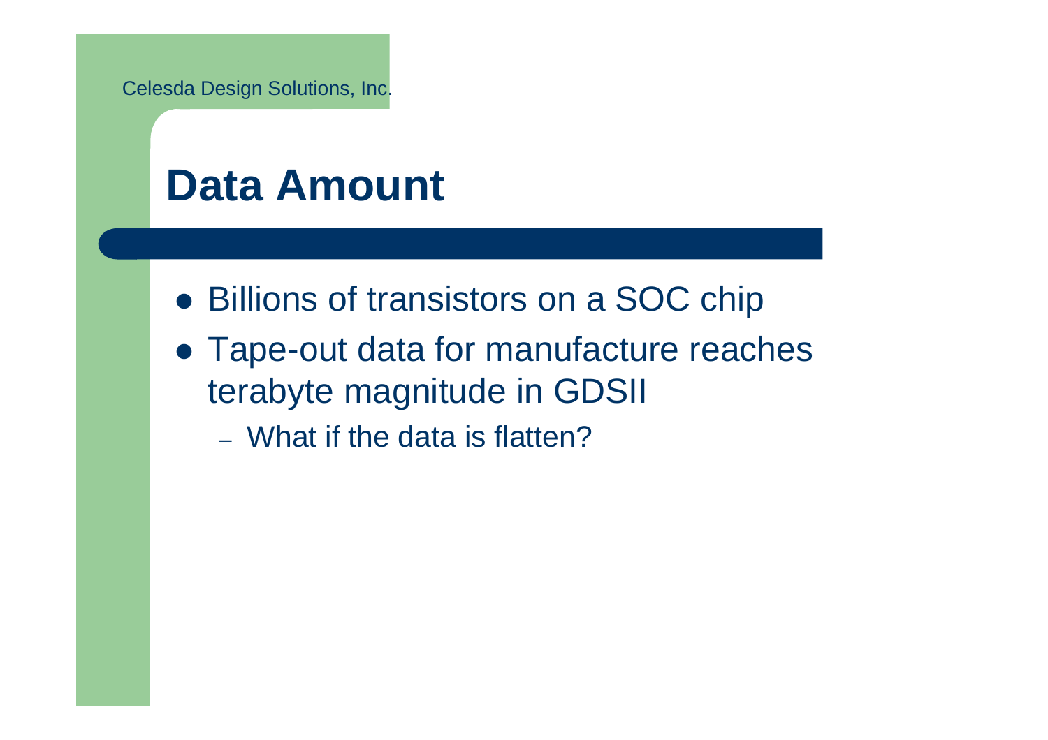# Data Amount

- Billions of transistors on a SOC chip
- Tape-out data for manufacture reaches terabyte magnitude in GDSII
  - What if the data is flatten?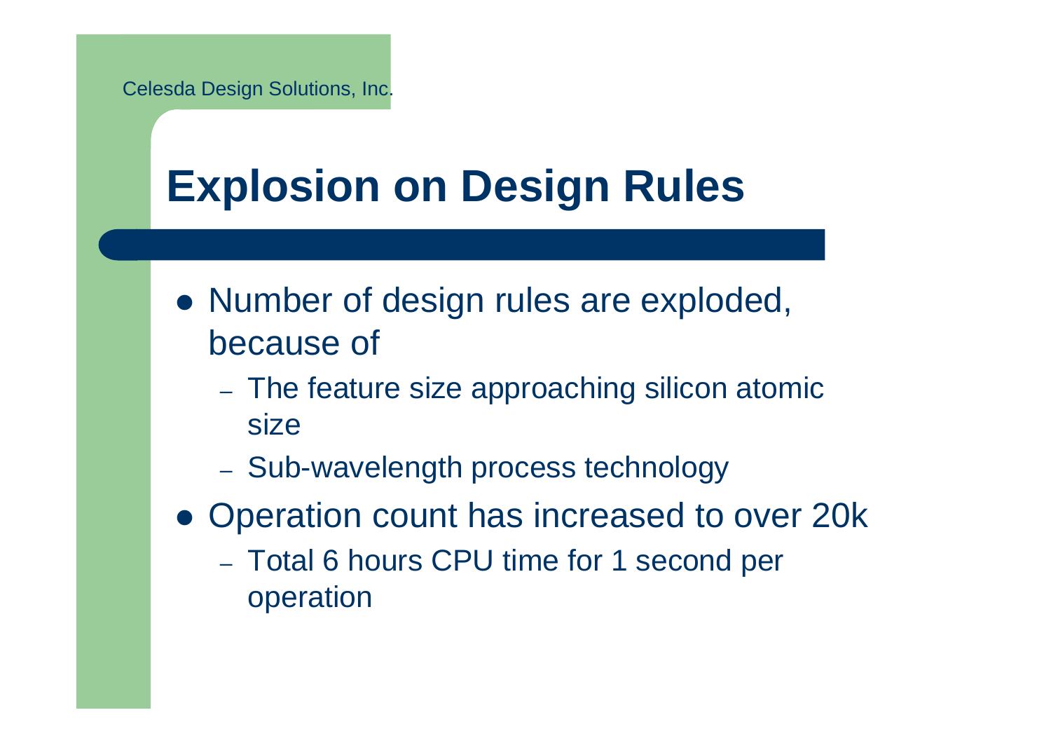# Explosion on Design Rules

- Number of design rules are exploded, because of
  - The feature size approaching silicon atomic size
  - Sub-wavelength process technology
- Operation count has increased to over 20k
  - Total 6 hours CPU time for 1 second per operation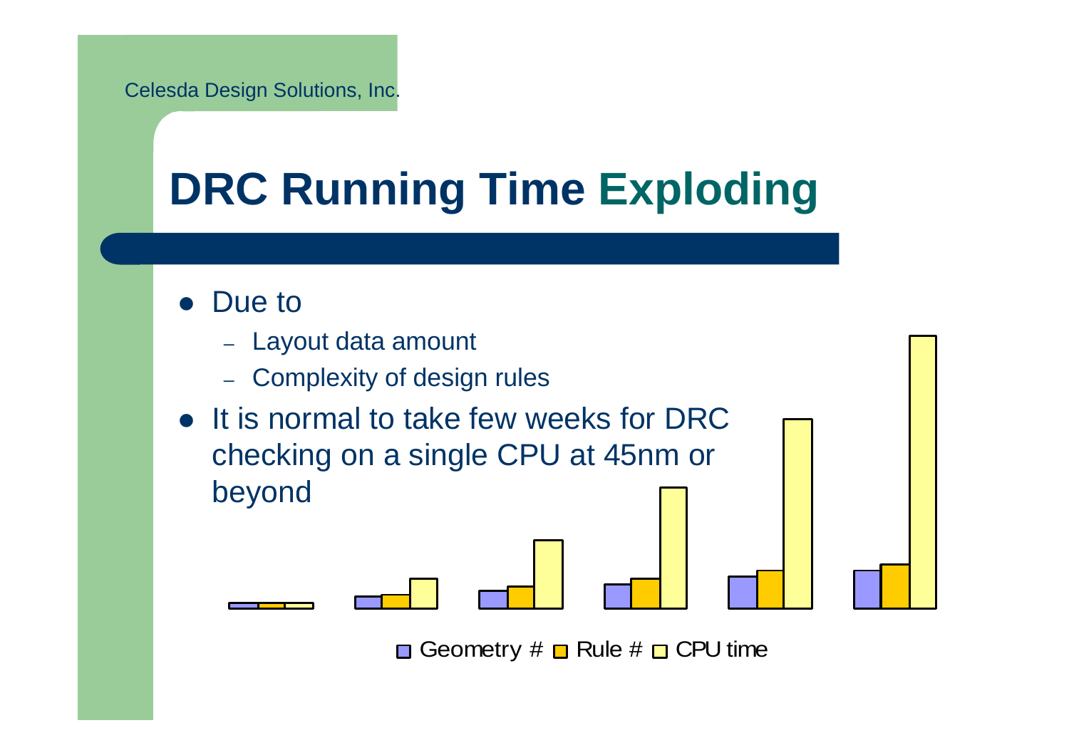# DRC Running Time Exploding

- Due to
  - Layout data amount
  - Complexity of design rules
- It is normal to take few weeks for DRC checking on a single CPU at 45nm or beyond

Geometry # Rule # CPU time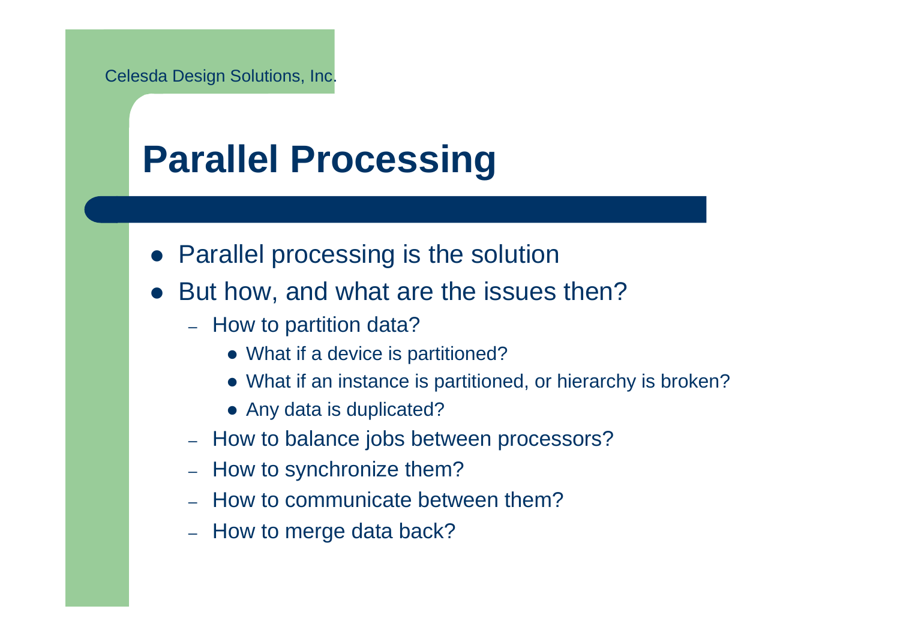# Parallel Processing

- Parallel processing is the solution
- But how, and what are the issues then?
  - How to partition data?
    - What if a device is partitioned?
    - What if an instance is partitioned, or hierarchy is broken?
    - Any data is duplicated?
  - How to balance jobs between processors?
  - How to synchronize them?
  - How to communicate between them?
  - How to merge data back?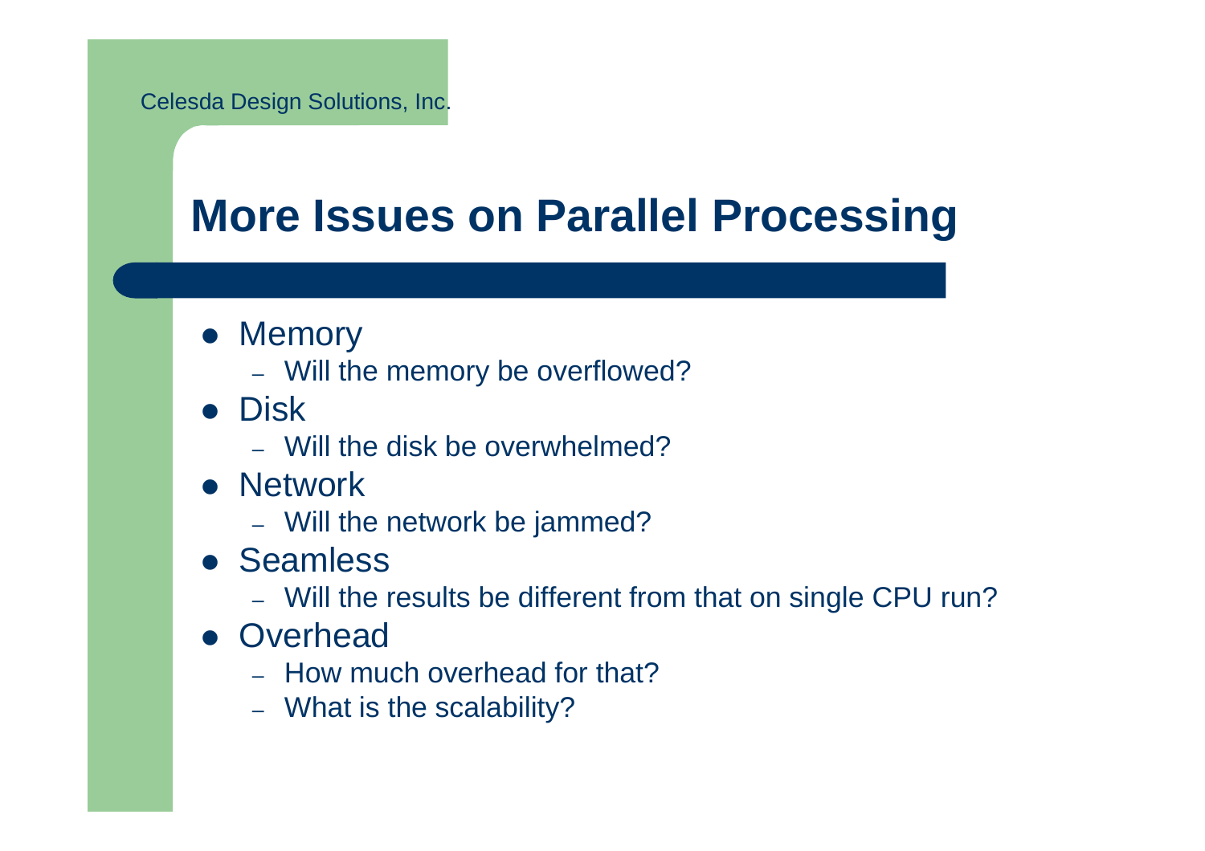## More Issues on Parallel Processing

- Memory
  - Will the memory be overflowed?
- Disk
  - Will the disk be overwhelmed?
- Network
  - Will the network be jammed?
- Seamless
  - Will the results be different from that on single CPU run?
- Overhead
  - How much overhead for that?
  - What is the scalability?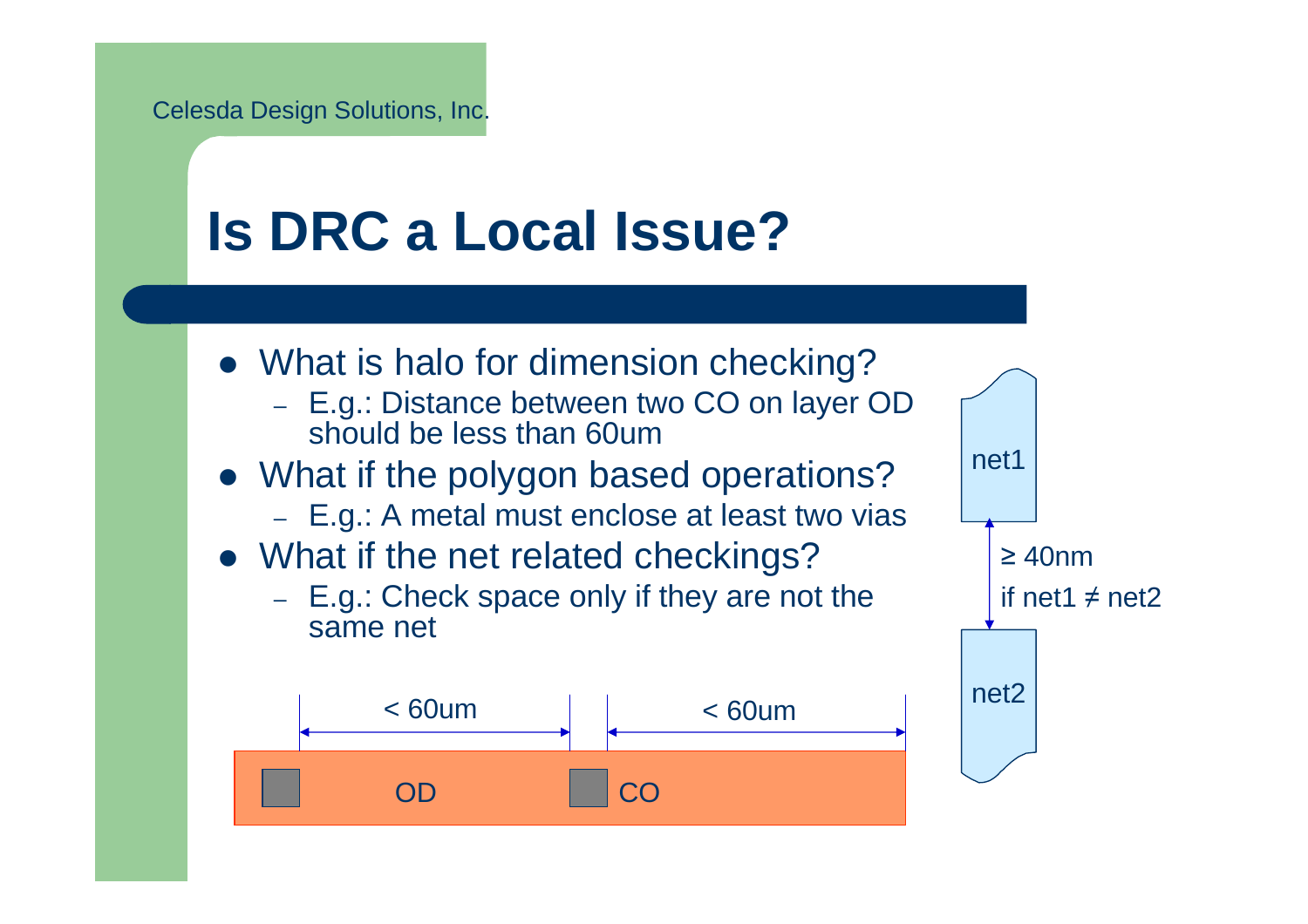# Is DRC a Local Issue?

- What is halo for dimension checking?
  - E.g.: Distance between two CO on layer OD should be less than 60um
- What if the polygon based operations?
  - E.g.: A metal must enclose at least two vias
- What if the net related checkings?
  - E.g.: Check space only if they are not the same net

< 60um &nbsp;&nbsp;&nbsp; < 60um

OD &nbsp;&nbsp;&nbsp; CO

net1

≥ 40nm

if net1 ≠ net2

net2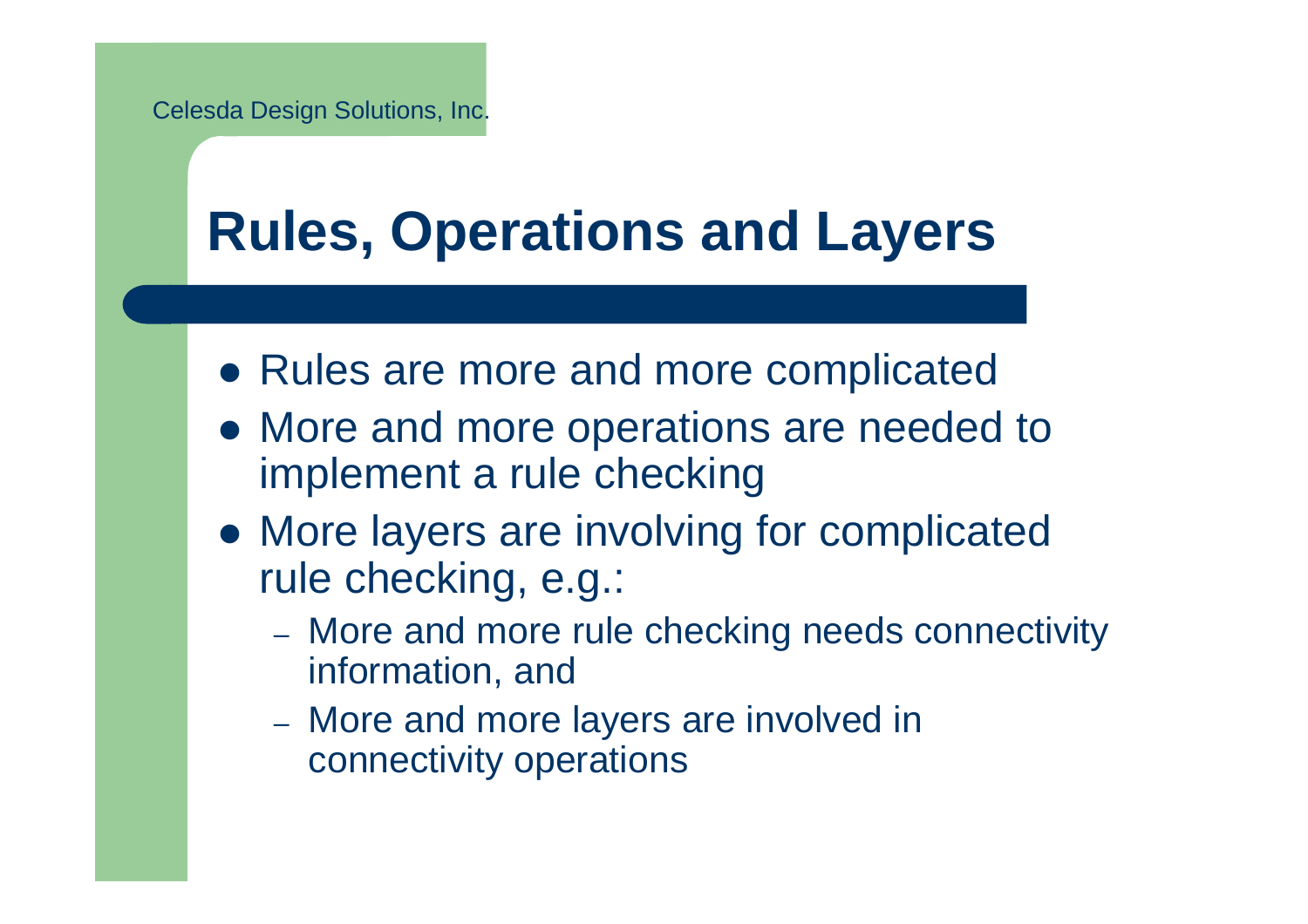# Rules, Operations and Layers

- Rules are more and more complicated
- More and more operations are needed to implement a rule checking
- More layers are involving for complicated rule checking, e.g.:
  - More and more rule checking needs connectivity information, and
  - More and more layers are involved in connectivity operations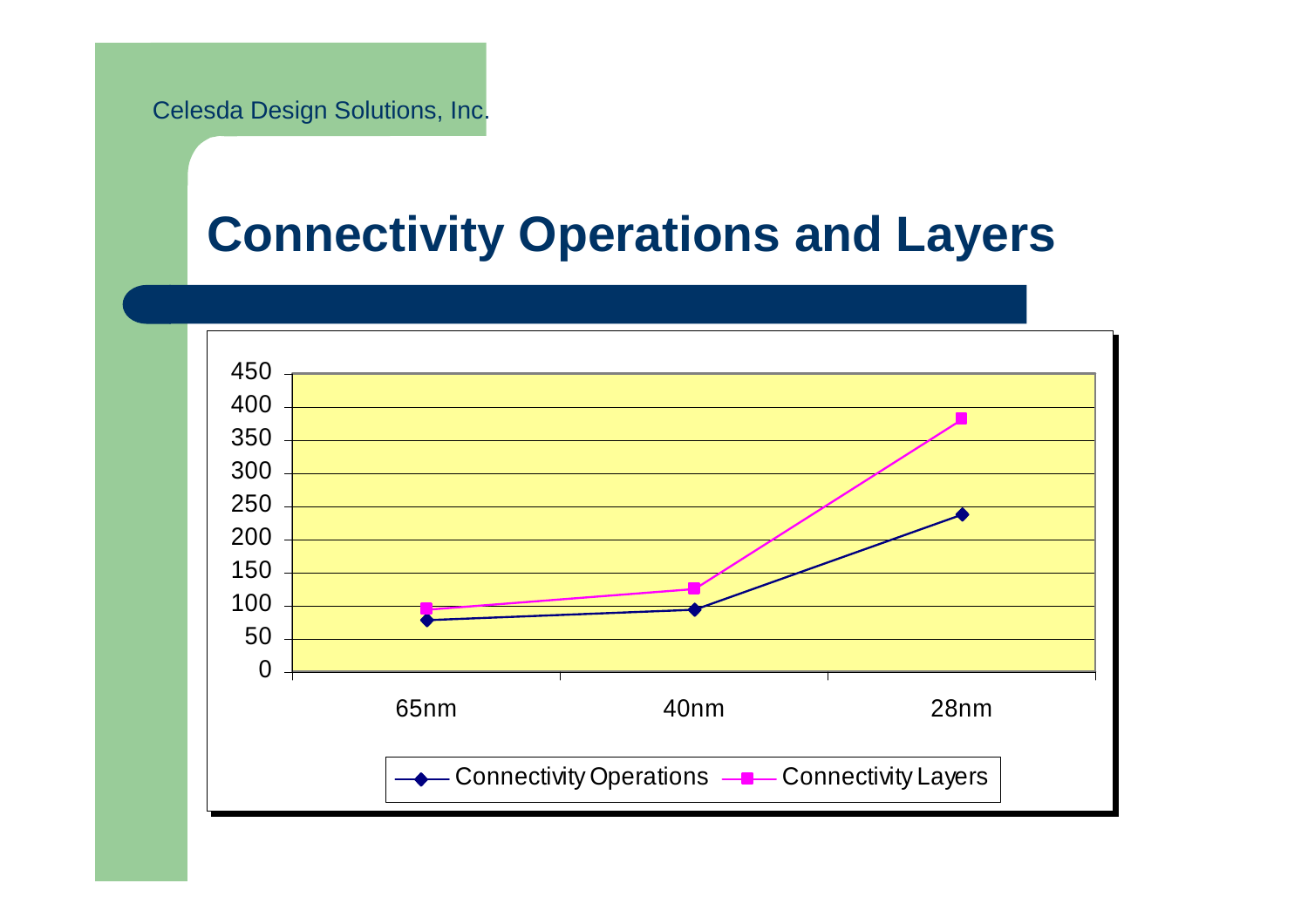# Connectivity Operations and Layers

| | 65nm | 40nm | 28nm |
|---|---|---|---|
| Connectivity Operations | ~78 | ~94 | ~238 |
| Connectivity Layers | ~95 | ~125 | ~382 |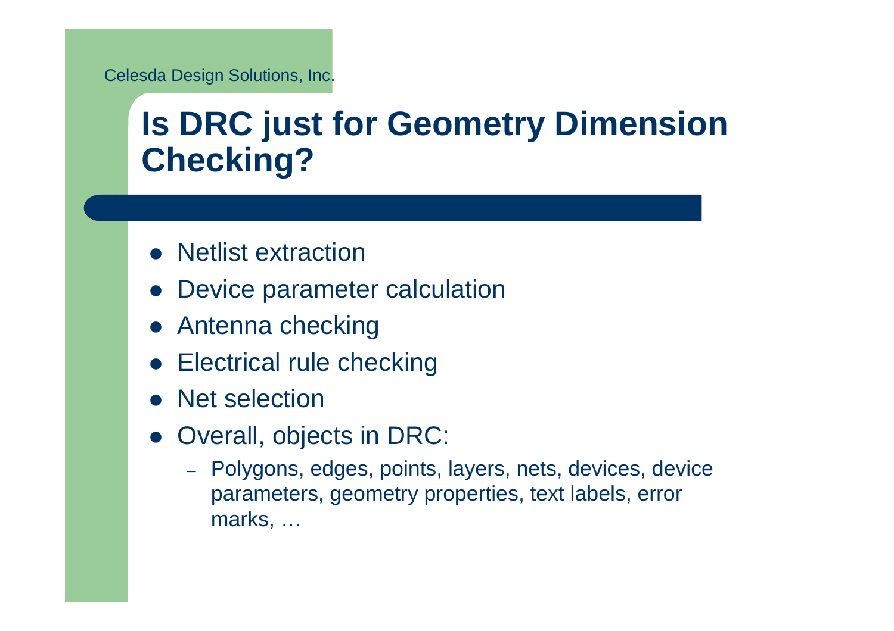# Is DRC just for Geometry Dimension Checking?

- Netlist extraction
- Device parameter calculation
- Antenna checking
- Electrical rule checking
- Net selection
- Overall, objects in DRC:
  - Polygons, edges, points, layers, nets, devices, device parameters, geometry properties, text labels, error marks, …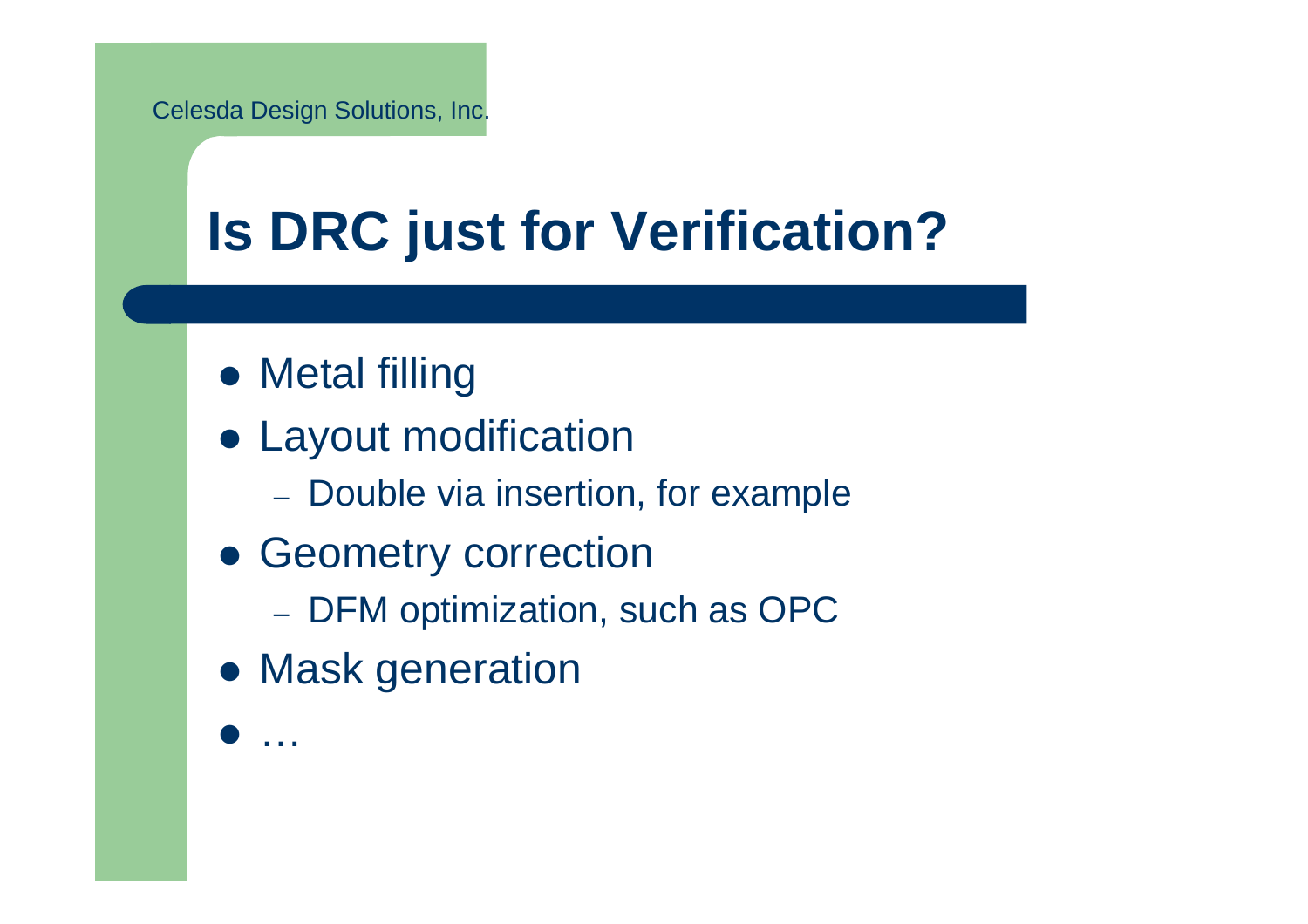# Is DRC just for Verification?

- Metal filling
- Layout modification
  - Double via insertion, for example
- Geometry correction
  - DFM optimization, such as OPC
- Mask generation
- …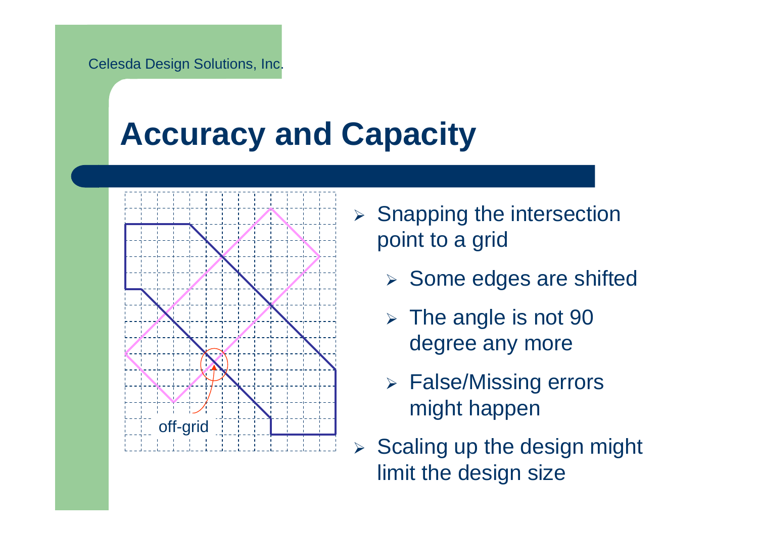# Accuracy and Capacity

off-grid

- Snapping the intersection point to a grid
  - Some edges are shifted
  - The angle is not 90 degree any more
  - False/Missing errors might happen
- Scaling up the design might limit the design size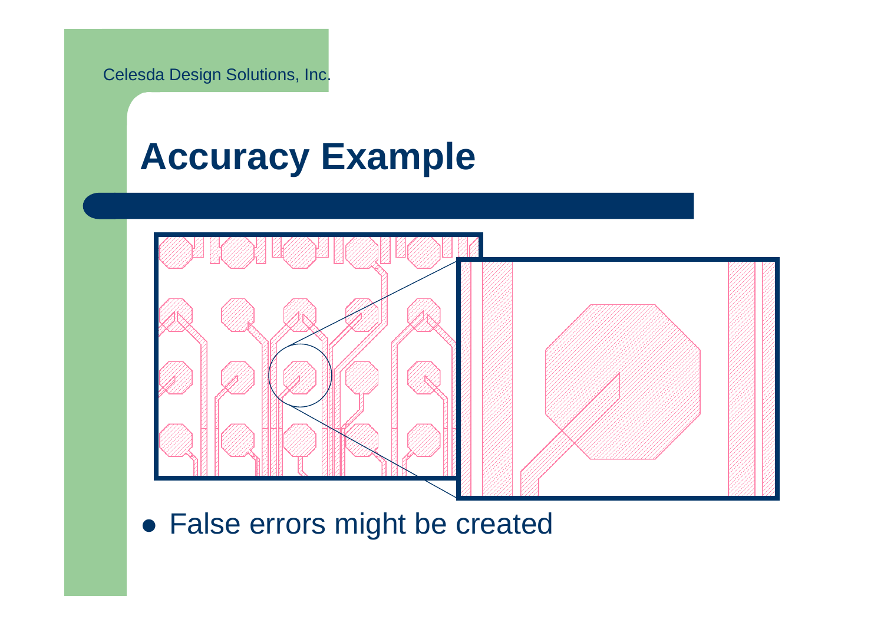# Accuracy Example

- False errors might be created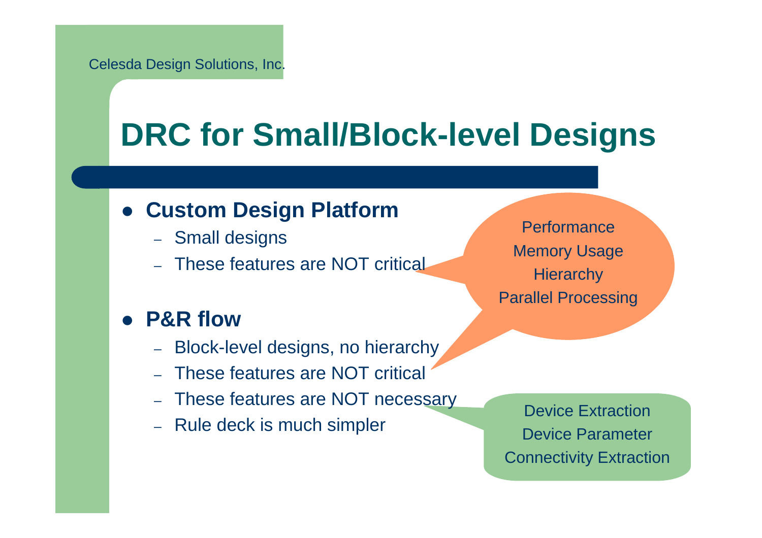# DRC for Small/Block-level Designs

- **Custom Design Platform**
  - Small designs
  - These features are NOT critical
- **P&R flow**
  - Block-level designs, no hierarchy
  - These features are NOT critical
  - These features are NOT necessary
  - Rule deck is much simpler

Performance
Memory Usage
Hierarchy
Parallel Processing

Device Extraction
Device Parameter
Connectivity Extraction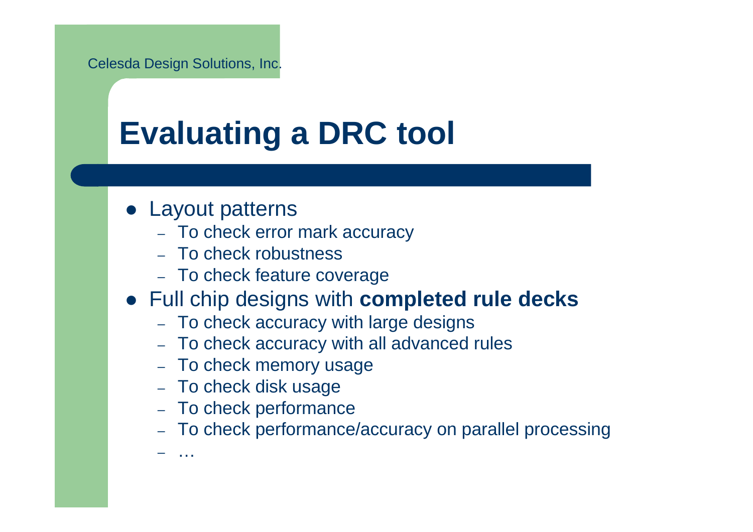# Evaluating a DRC tool

- Layout patterns
  - To check error mark accuracy
  - To check robustness
  - To check feature coverage
- Full chip designs with **completed rule decks**
  - To check accuracy with large designs
  - To check accuracy with all advanced rules
  - To check memory usage
  - To check disk usage
  - To check performance
  - To check performance/accuracy on parallel processing
  - …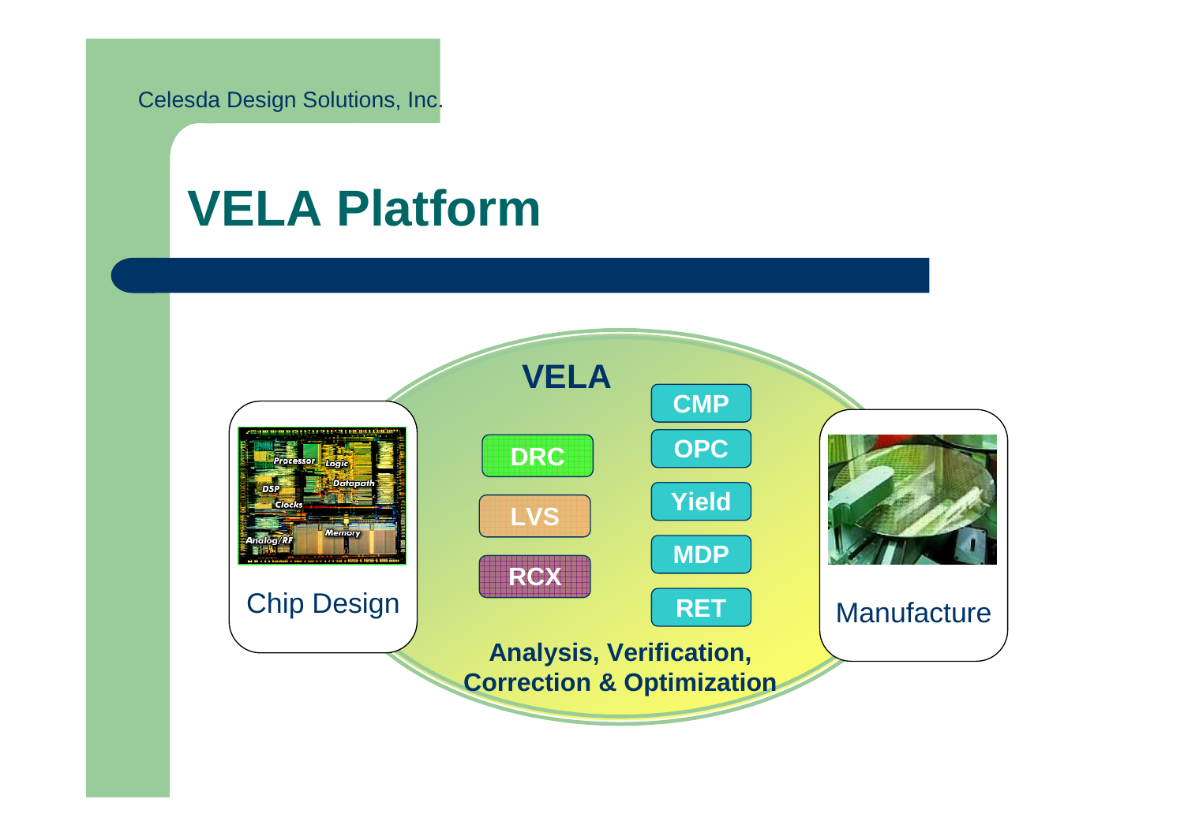Celesda Design Solutions, Inc.

# VELA Platform

VELA

Chip Design

DRC

LVS

RCX

CMP

OPC

Yield

MDP

RET

Manufacture

**Analysis, Verification, Correction & Optimization**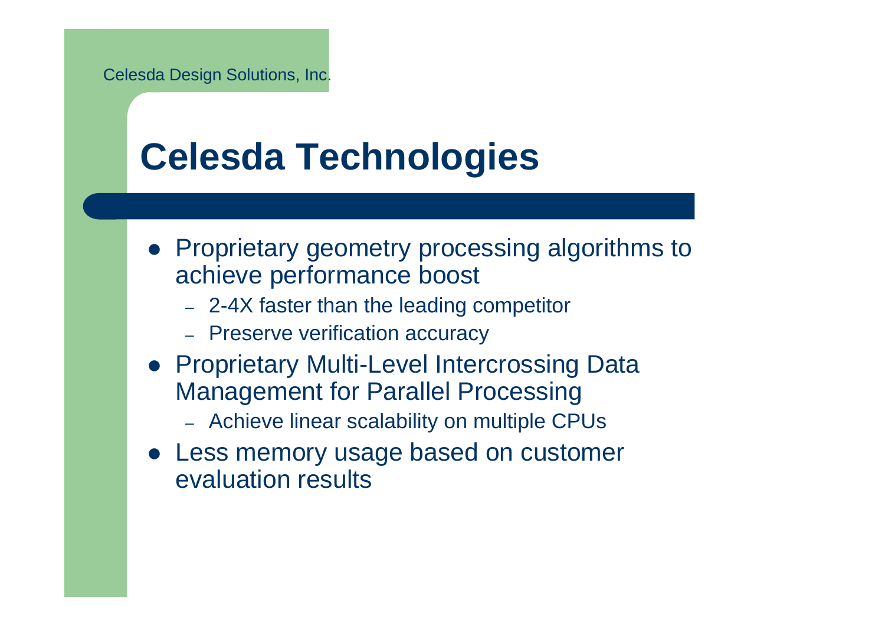# Celesda Technologies

- Proprietary geometry processing algorithms to achieve performance boost
  - 2-4X faster than the leading competitor
  - Preserve verification accuracy
- Proprietary Multi-Level Intercrossing Data Management for Parallel Processing
  - Achieve linear scalability on multiple CPUs
- Less memory usage based on customer evaluation results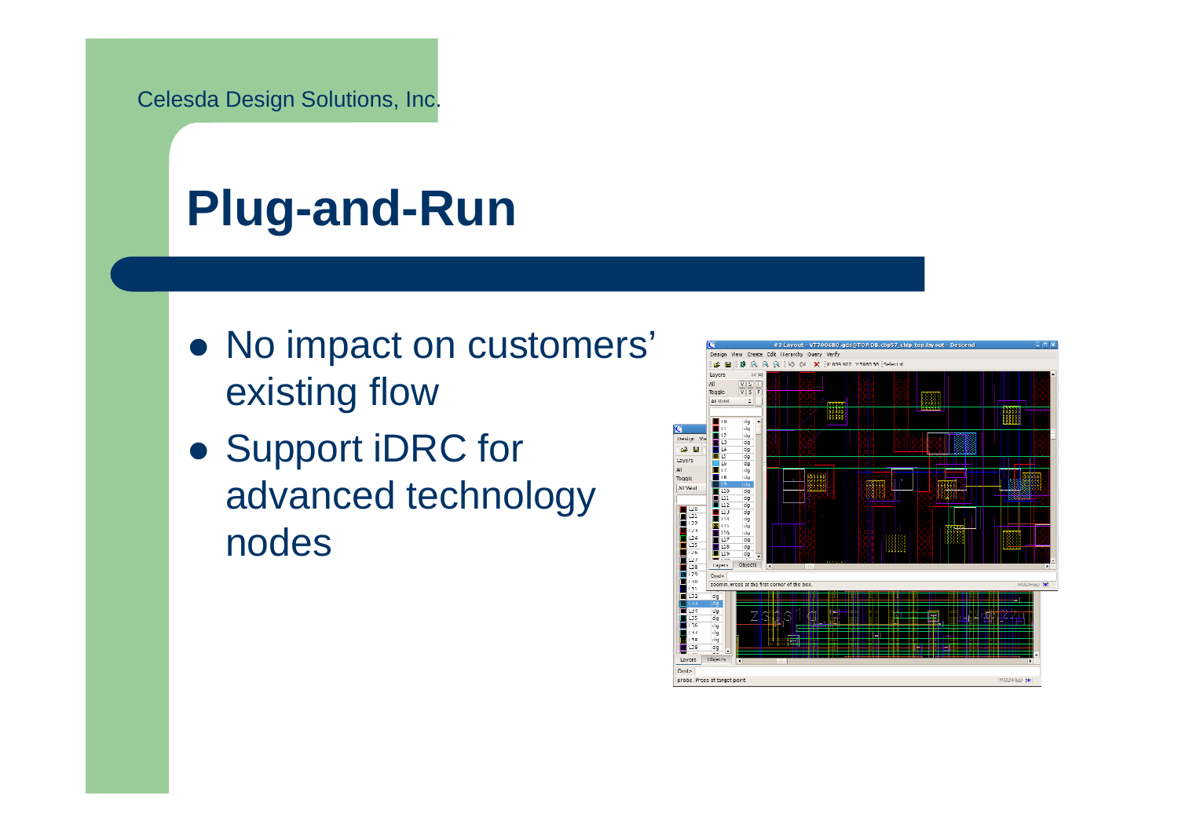# Plug-and-Run

- No impact on customers' existing flow
- Support iDRC for advanced technology nodes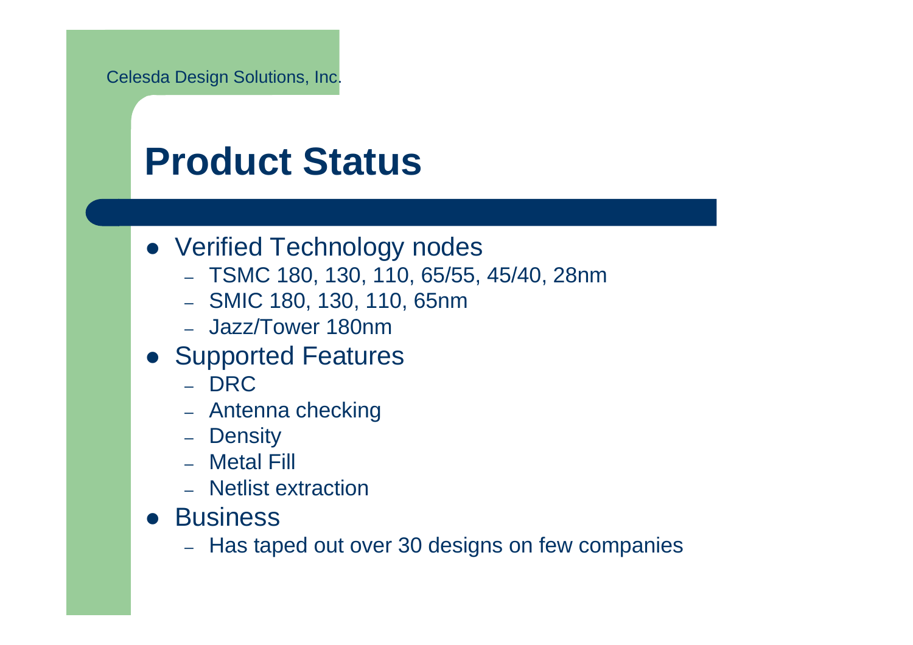# Product Status

- Verified Technology nodes
  - TSMC 180, 130, 110, 65/55, 45/40, 28nm
  - SMIC 180, 130, 110, 65nm
  - Jazz/Tower 180nm
- Supported Features
  - DRC
  - Antenna checking
  - Density
  - Metal Fill
  - Netlist extraction
- Business
  - Has taped out over 30 designs on few companies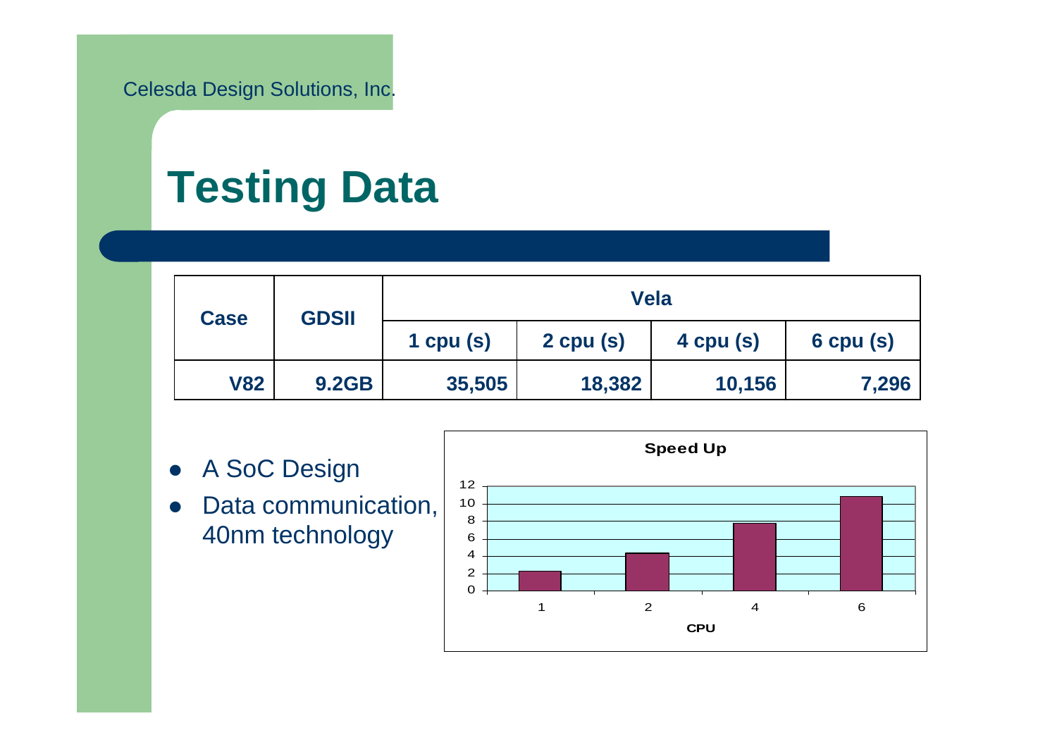# Testing Data

| Case | GDSII | Vela | | | |
|---|---|---|---|---|---|
| | | 1 cpu (s) | 2 cpu (s) | 4 cpu (s) | 6 cpu (s) |
| V82 | 9.2GB | 35,505 | 18,382 | 10,156 | 7,296 |

- A SoC Design
- Data communication, 40nm technology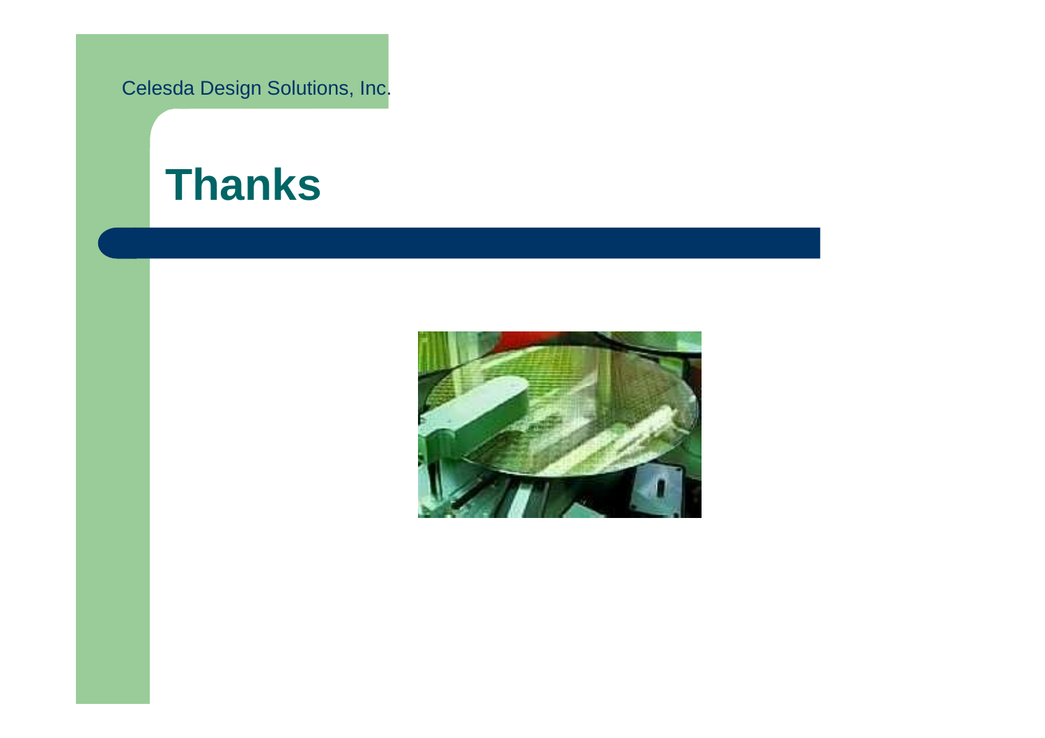Celesda Design Solutions, Inc.

# Thanks